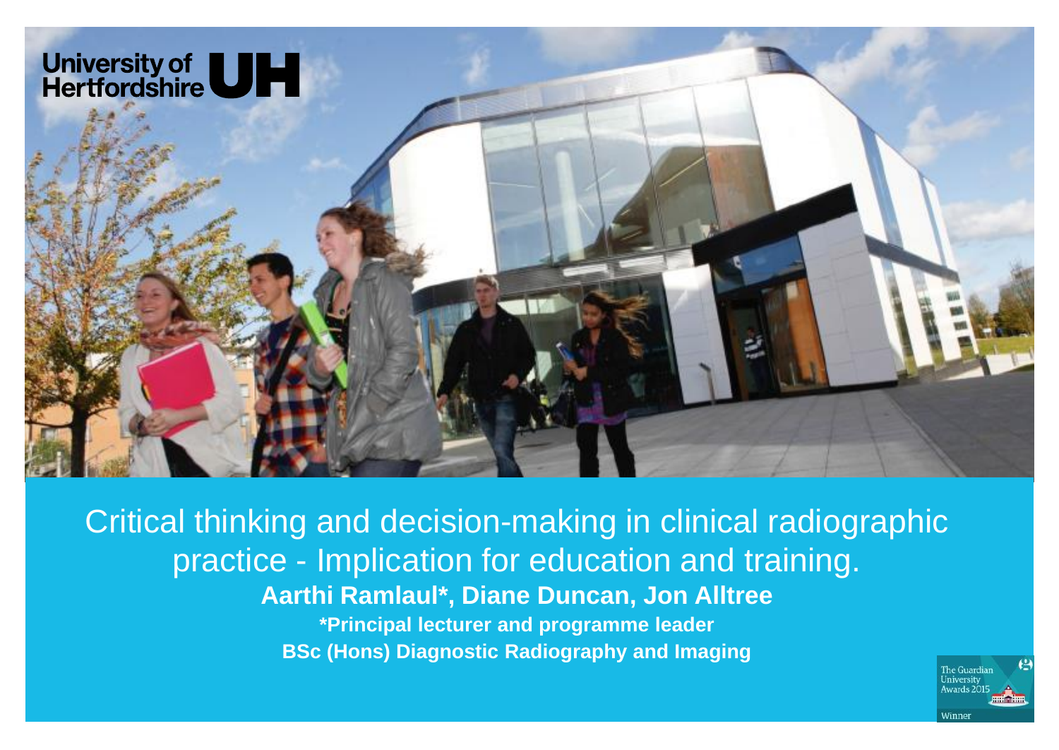University of Hertfordshire UH

# Critical thinking and decision-making in clinical radiographic practice - Implication for education and training.

**Aarthi Ramlaul*, Diane Duncan, Jon Alltree**

***Principal lecturer and programme leader**

**BSc (Hons) Diagnostic Radiography and Imaging**

The Guardian University Awards 2015 Winner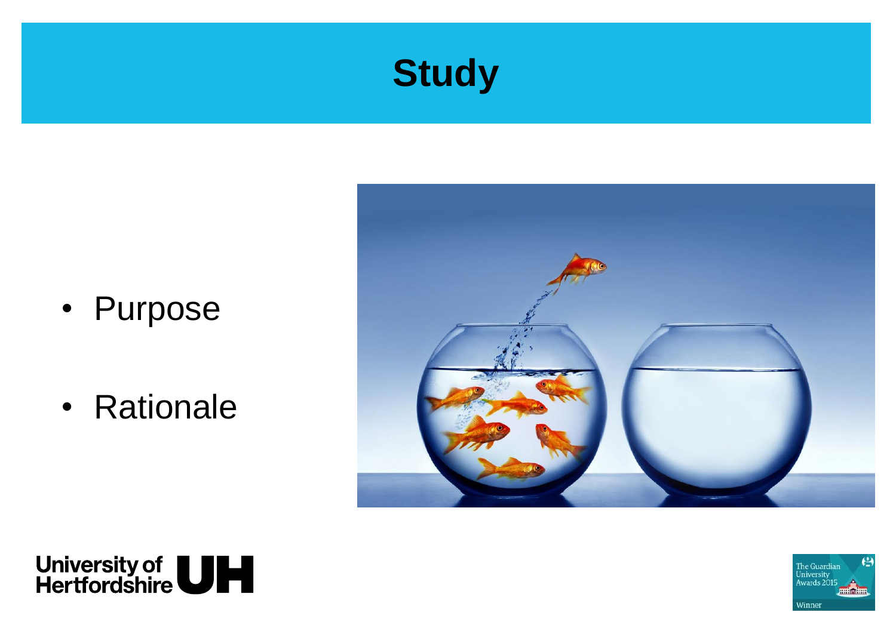# Study

- Purpose
- Rationale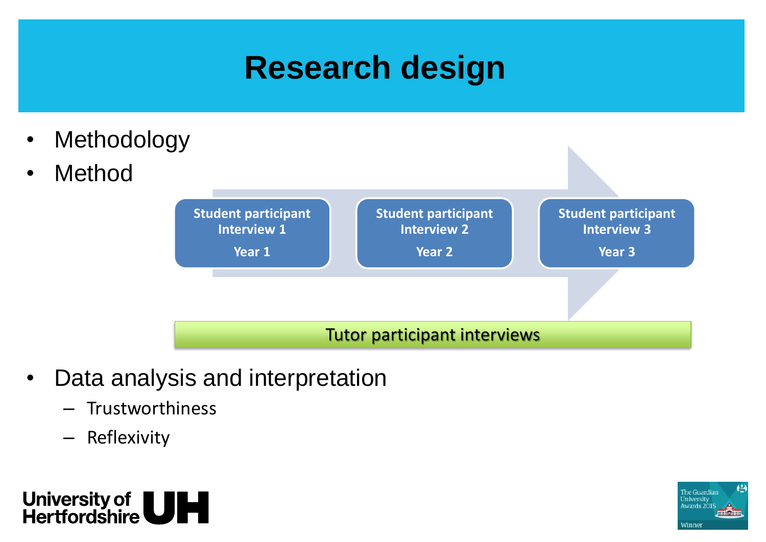# Research design

- Methodology
- Method

Student participant Interview 1 — Year 1

Student participant Interview 2 — Year 2

Student participant Interview 3 — Year 3

Tutor participant interviews

- Data analysis and interpretation
  - Trustworthiness
  - Reflexivity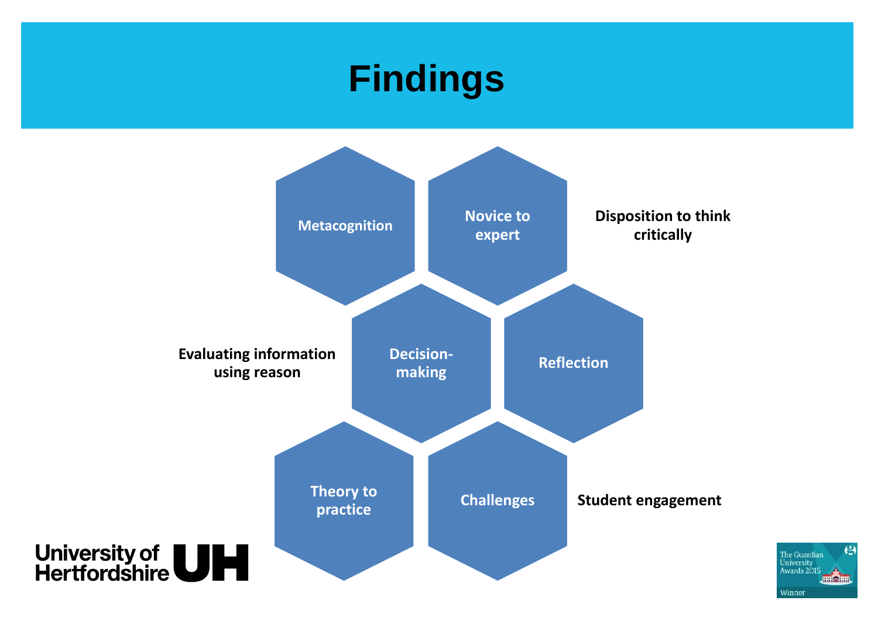# Findings

- Metacognition
- Novice to expert
- Disposition to think critically
- Evaluating information using reason
- Decision-making
- Reflection
- Theory to practice
- Challenges
- Student engagement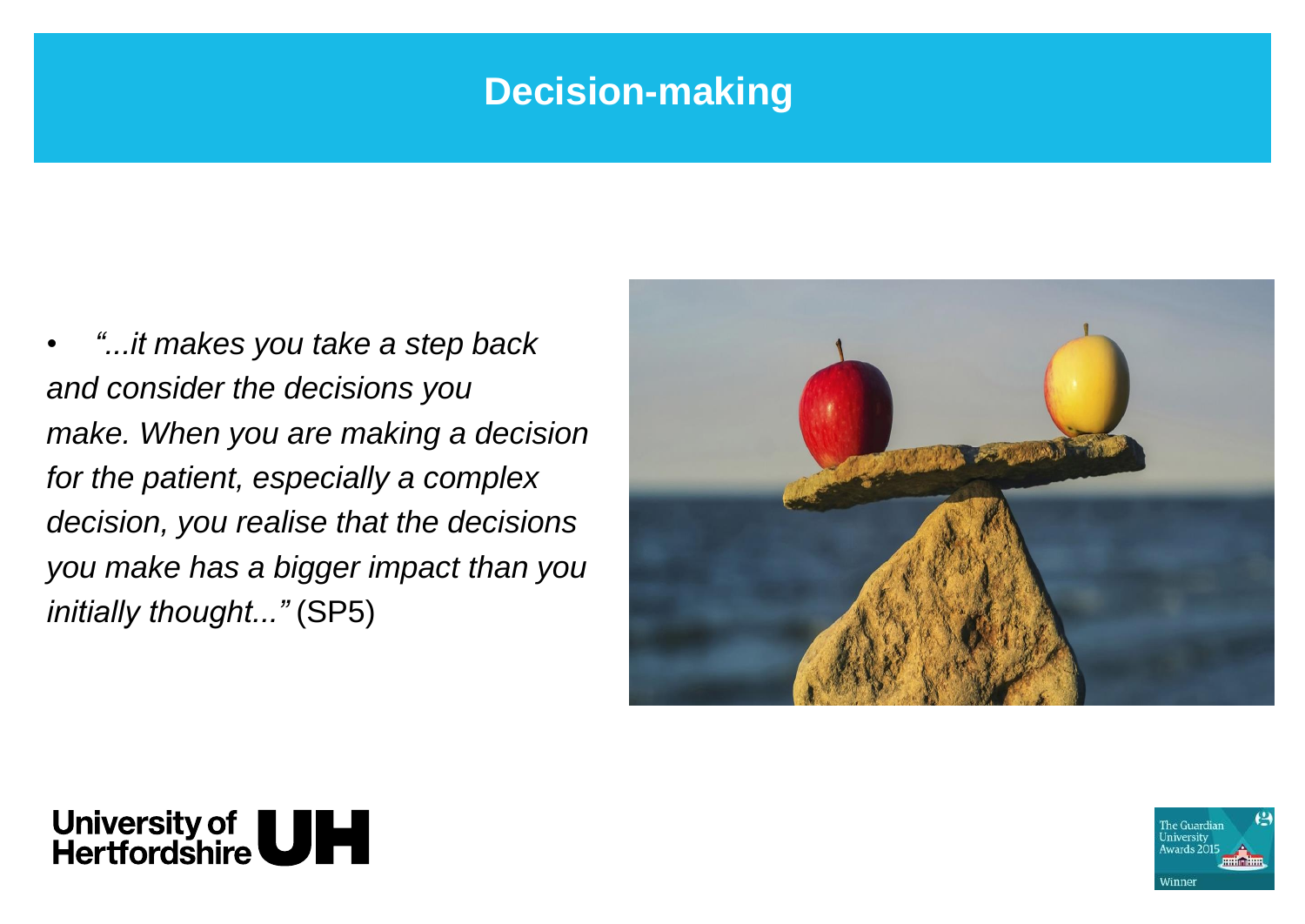# Decision-making

- *"...it makes you take a step back and consider the decisions you make. When you are making a decision for the patient, especially a complex decision, you realise that the decisions you make has a bigger impact than you initially thought..."* (SP5)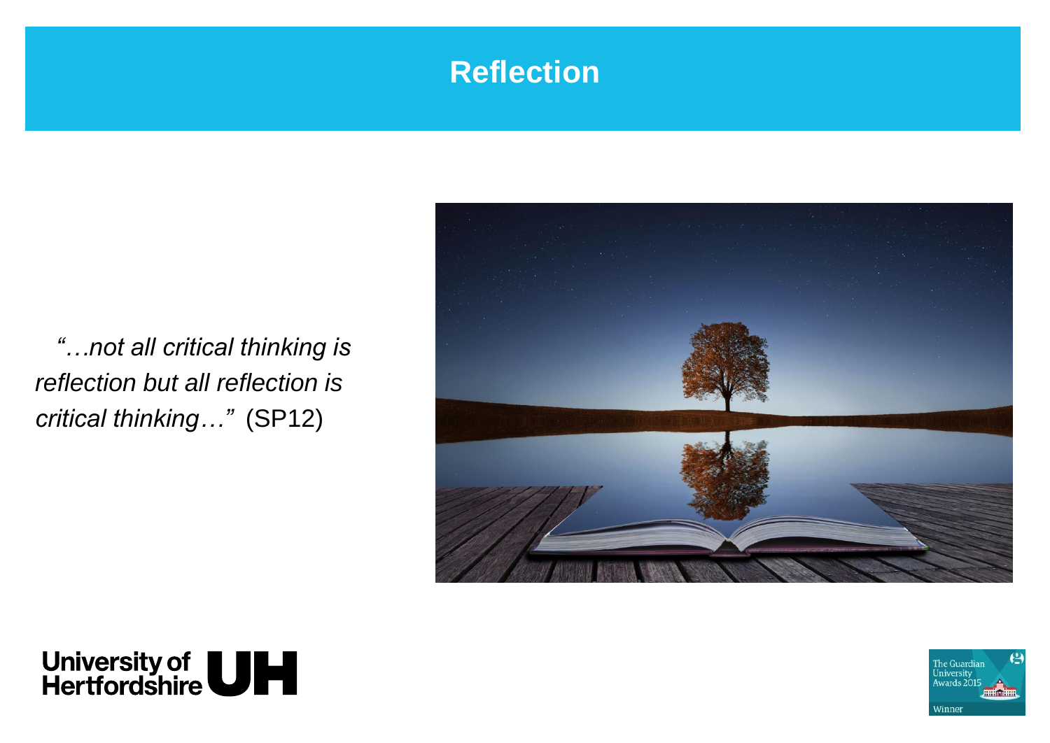# Reflection

*"…not all critical thinking is reflection but all reflection is critical thinking…"* (SP12)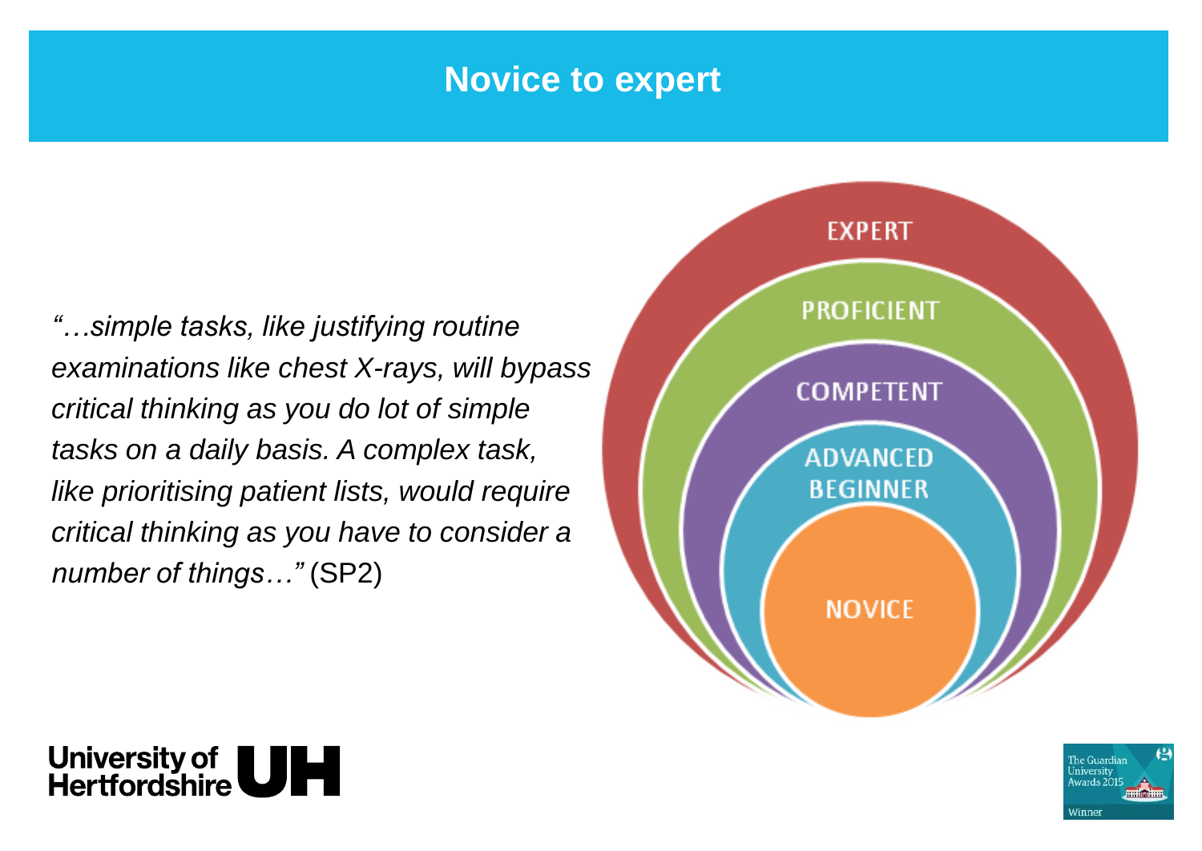# Novice to expert

*"…simple tasks, like justifying routine examinations like chest X-rays, will bypass critical thinking as you do lot of simple tasks on a daily basis. A complex task, like prioritising patient lists, would require critical thinking as you have to consider a number of things…"* (SP2)

EXPERT

PROFICIENT

COMPETENT

ADVANCED BEGINNER

NOVICE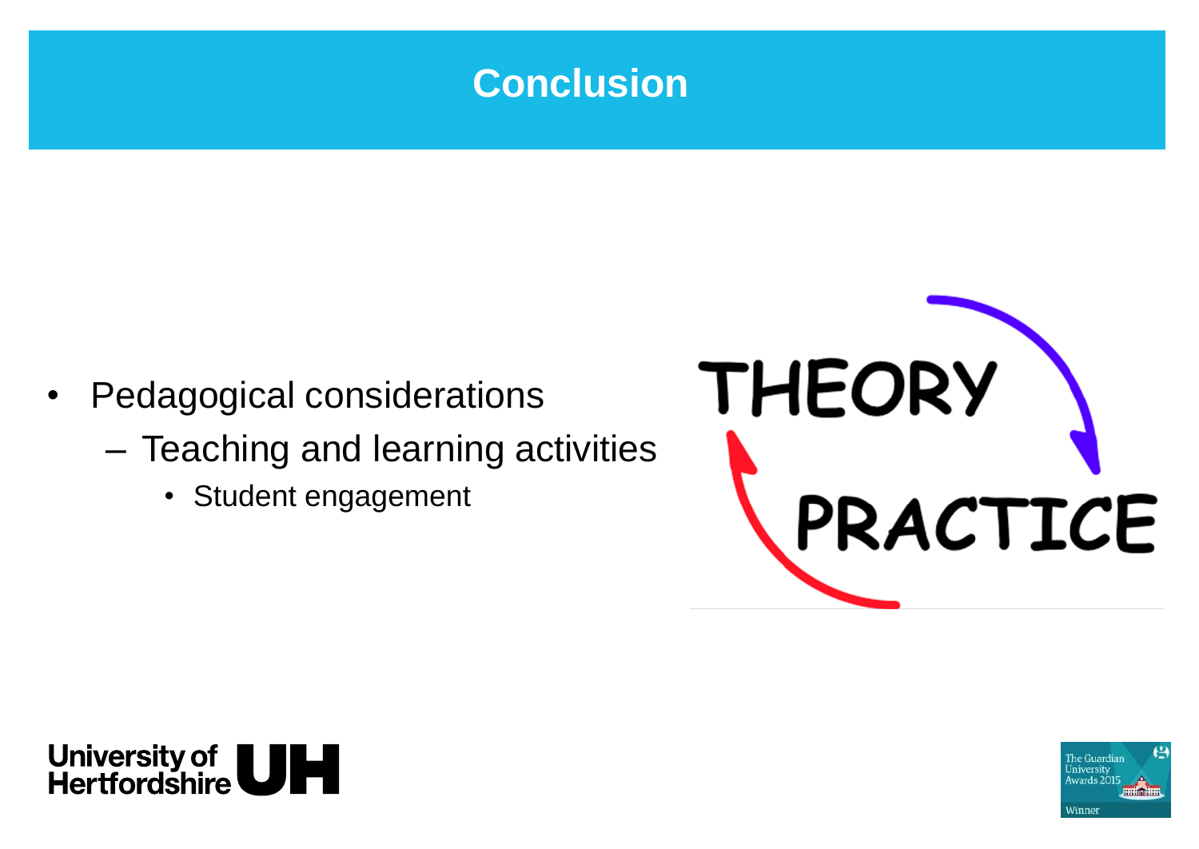# Conclusion

- Pedagogical considerations
  - Teaching and learning activities
    - Student engagement

THEORY

PRACTICE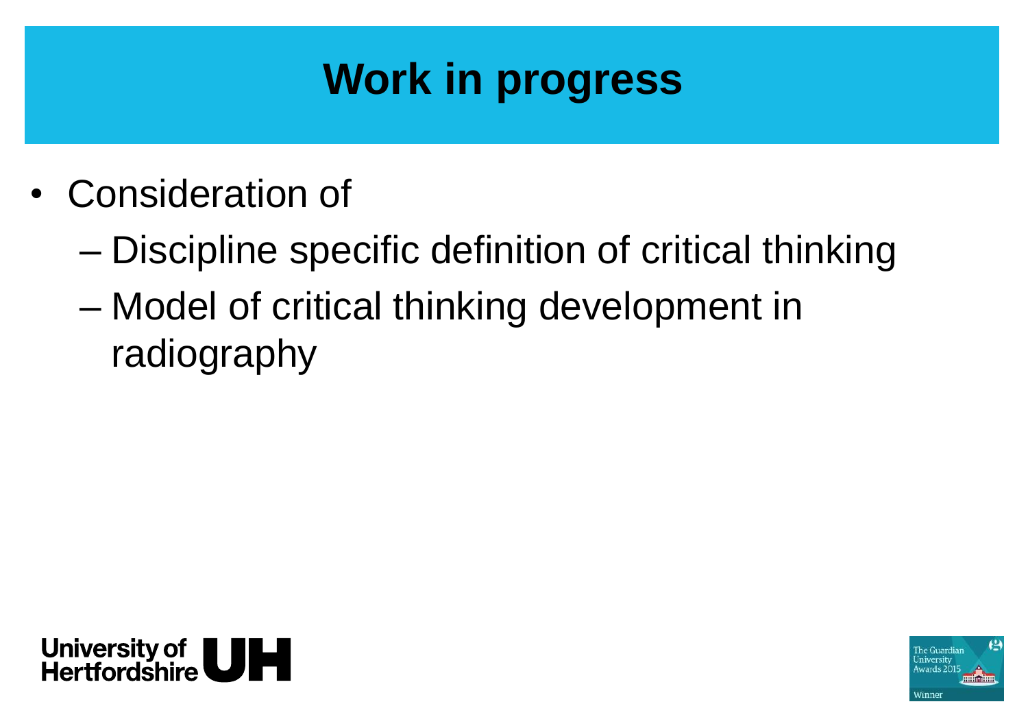# Work in progress

- Consideration of
  - Discipline specific definition of critical thinking
  - Model of critical thinking development in radiography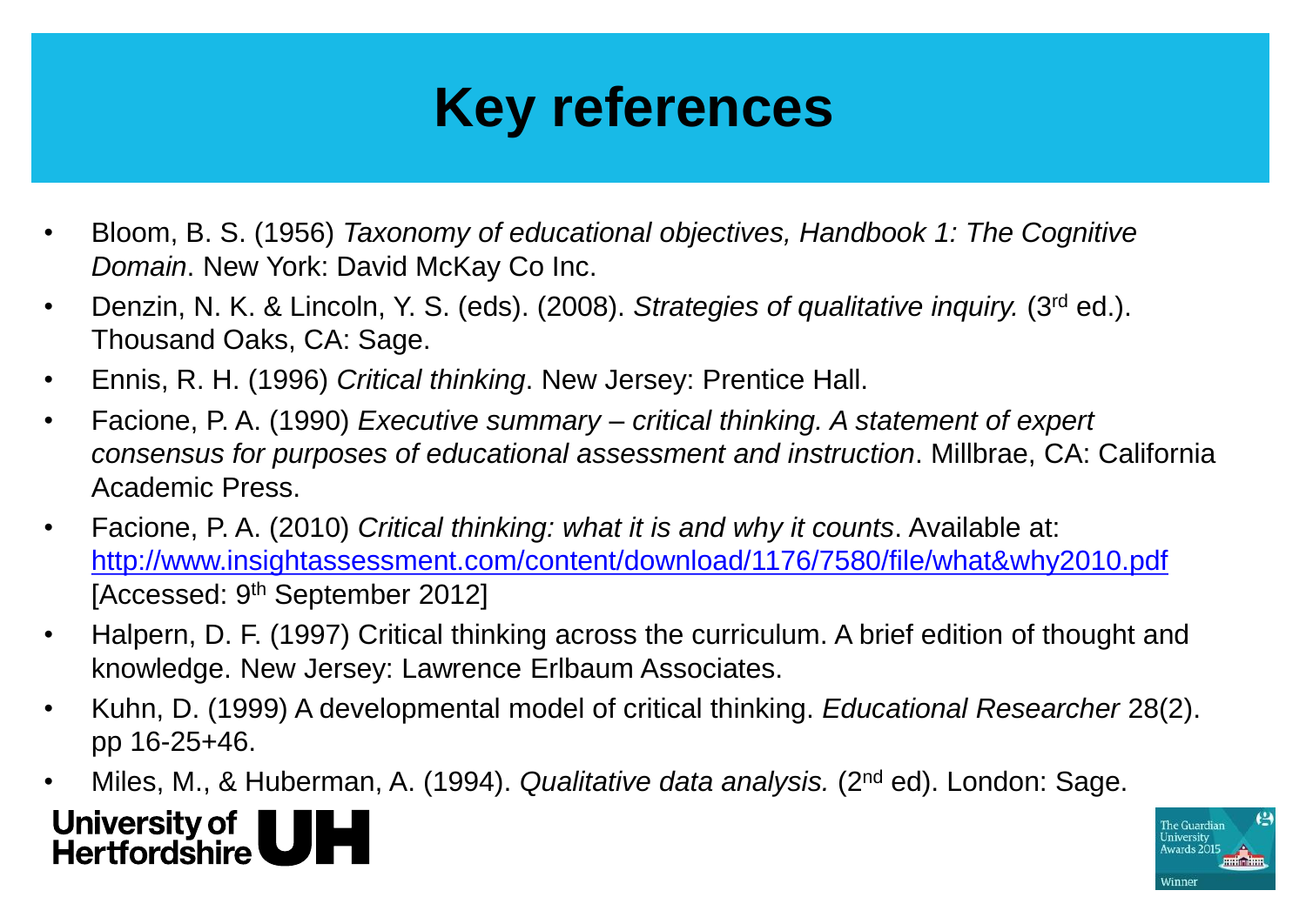# Key references

- Bloom, B. S. (1956) *Taxonomy of educational objectives, Handbook 1: The Cognitive Domain*. New York: David McKay Co Inc.
- Denzin, N. K. & Lincoln, Y. S. (eds). (2008). *Strategies of qualitative inquiry.* (3rd ed.). Thousand Oaks, CA: Sage.
- Ennis, R. H. (1996) *Critical thinking*. New Jersey: Prentice Hall.
- Facione, P. A. (1990) *Executive summary – critical thinking. A statement of expert consensus for purposes of educational assessment and instruction*. Millbrae, CA: California Academic Press.
- Facione, P. A. (2010) *Critical thinking: what it is and why it counts*. Available at: http://www.insightassessment.com/content/download/1176/7580/file/what&why2010.pdf [Accessed: 9th September 2012]
- Halpern, D. F. (1997) Critical thinking across the curriculum. A brief edition of thought and knowledge. New Jersey: Lawrence Erlbaum Associates.
- Kuhn, D. (1999) A developmental model of critical thinking. *Educational Researcher* 28(2). pp 16-25+46.
- Miles, M., & Huberman, A. (1994). *Qualitative data analysis.* (2nd ed). London: Sage.

University of Hertfordshire UH

The Guardian University Awards 2015 Winner